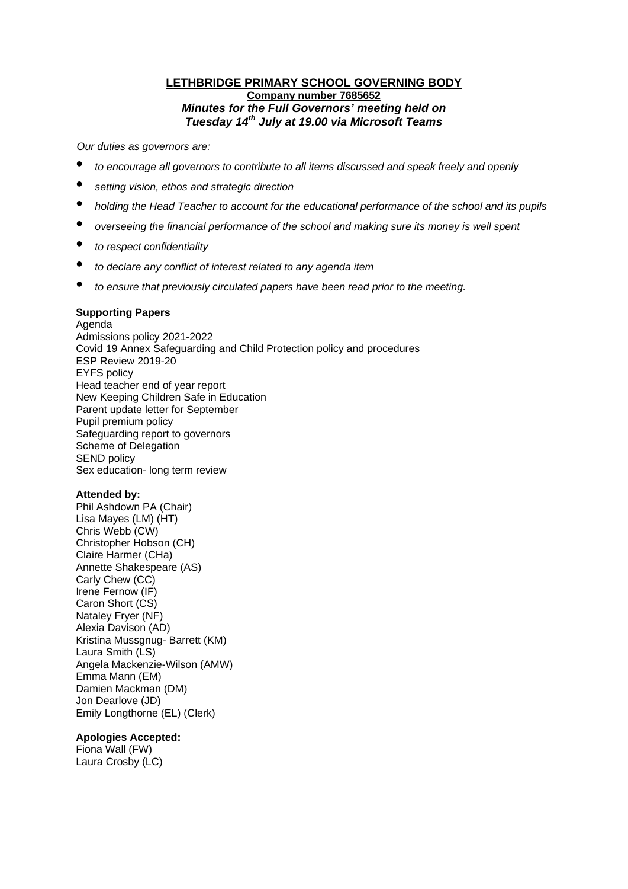# LETHBRIDGE PRIMARY SCHOOL GOVERNING BODY

**Company number 7685652**

***Minutes for the Full Governors' meeting held on Tuesday 14th July at 19.00 via Microsoft Teams***

*Our duties as governors are:*

- *to encourage all governors to contribute to all items discussed and speak freely and openly*
- *setting vision, ethos and strategic direction*
- *holding the Head Teacher to account for the educational performance of the school and its pupils*
- *overseeing the financial performance of the school and making sure its money is well spent*
- *to respect confidentiality*
- *to declare any conflict of interest related to any agenda item*
- *to ensure that previously circulated papers have been read prior to the meeting.*

**Supporting Papers**

Agenda
Admissions policy 2021-2022
Covid 19 Annex Safeguarding and Child Protection policy and procedures
ESP Review 2019-20
EYFS policy
Head teacher end of year report
New Keeping Children Safe in Education
Parent update letter for September
Pupil premium policy
Safeguarding report to governors
Scheme of Delegation
SEND policy
Sex education- long term review

**Attended by:**

Phil Ashdown PA (Chair)
Lisa Mayes (LM) (HT)
Chris Webb (CW)
Christopher Hobson (CH)
Claire Harmer (CHa)
Annette Shakespeare (AS)
Carly Chew (CC)
Irene Fernow (IF)
Caron Short (CS)
Nataley Fryer (NF)
Alexia Davison (AD)
Kristina Mussgnug- Barrett (KM)
Laura Smith (LS)
Angela Mackenzie-Wilson (AMW)
Emma Mann (EM)
Damien Mackman (DM)
Jon Dearlove (JD)
Emily Longthorne (EL) (Clerk)

**Apologies Accepted:**

Fiona Wall (FW)
Laura Crosby (LC)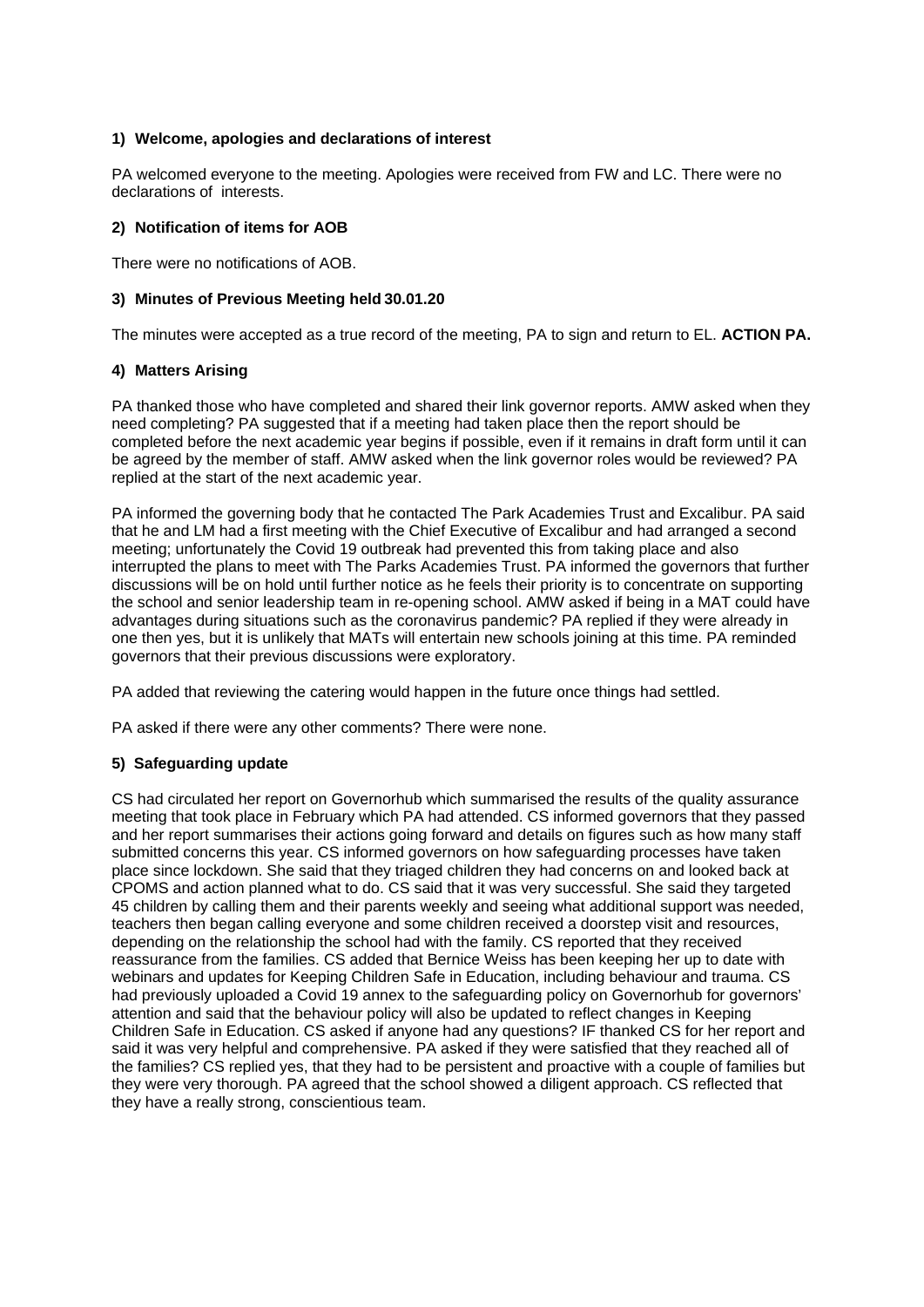### 1) Welcome, apologies and declarations of interest

PA welcomed everyone to the meeting. Apologies were received from FW and LC. There were no declarations of interests.

### 2) Notification of items for AOB

There were no notifications of AOB.

### 3) Minutes of Previous Meeting held 30.01.20

The minutes were accepted as a true record of the meeting, PA to sign and return to EL. **ACTION PA.**

### 4) Matters Arising

PA thanked those who have completed and shared their link governor reports. AMW asked when they need completing? PA suggested that if a meeting had taken place then the report should be completed before the next academic year begins if possible, even if it remains in draft form until it can be agreed by the member of staff. AMW asked when the link governor roles would be reviewed? PA replied at the start of the next academic year.

PA informed the governing body that he contacted The Park Academies Trust and Excalibur. PA said that he and LM had a first meeting with the Chief Executive of Excalibur and had arranged a second meeting; unfortunately the Covid 19 outbreak had prevented this from taking place and also interrupted the plans to meet with The Parks Academies Trust. PA informed the governors that further discussions will be on hold until further notice as he feels their priority is to concentrate on supporting the school and senior leadership team in re-opening school. AMW asked if being in a MAT could have advantages during situations such as the coronavirus pandemic? PA replied if they were already in one then yes, but it is unlikely that MATs will entertain new schools joining at this time. PA reminded governors that their previous discussions were exploratory.

PA added that reviewing the catering would happen in the future once things had settled.

PA asked if there were any other comments? There were none.

### 5) Safeguarding update

CS had circulated her report on Governorhub which summarised the results of the quality assurance meeting that took place in February which PA had attended. CS informed governors that they passed and her report summarises their actions going forward and details on figures such as how many staff submitted concerns this year. CS informed governors on how safeguarding processes have taken place since lockdown. She said that they triaged children they had concerns on and looked back at CPOMS and action planned what to do. CS said that it was very successful. She said they targeted 45 children by calling them and their parents weekly and seeing what additional support was needed, teachers then began calling everyone and some children received a doorstep visit and resources, depending on the relationship the school had with the family. CS reported that they received reassurance from the families. CS added that Bernice Weiss has been keeping her up to date with webinars and updates for Keeping Children Safe in Education, including behaviour and trauma. CS had previously uploaded a Covid 19 annex to the safeguarding policy on Governorhub for governors' attention and said that the behaviour policy will also be updated to reflect changes in Keeping Children Safe in Education. CS asked if anyone had any questions? IF thanked CS for her report and said it was very helpful and comprehensive. PA asked if they were satisfied that they reached all of the families? CS replied yes, that they had to be persistent and proactive with a couple of families but they were very thorough. PA agreed that the school showed a diligent approach. CS reflected that they have a really strong, conscientious team.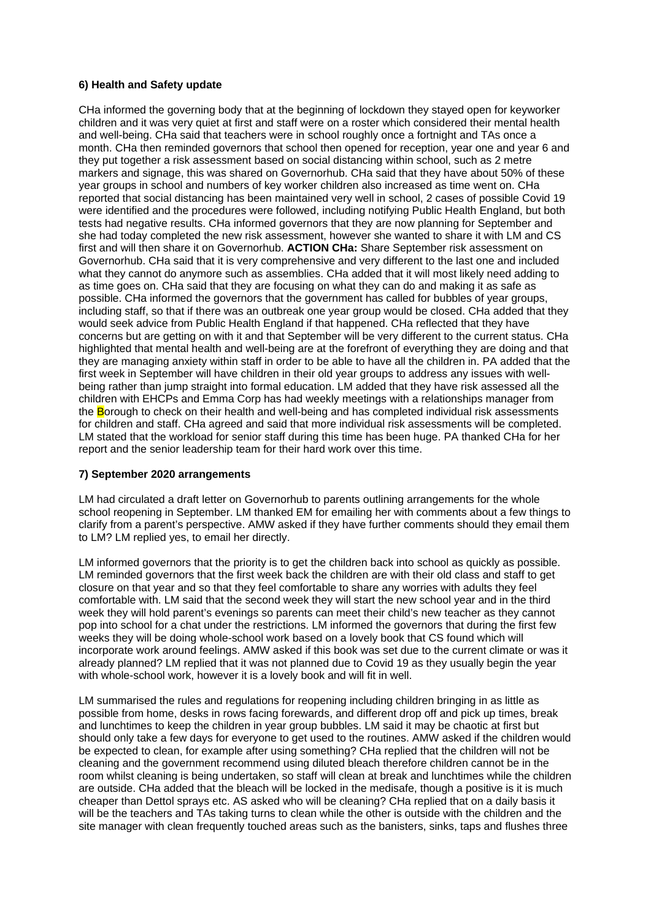**6) Health and Safety update**

CHa informed the governing body that at the beginning of lockdown they stayed open for keyworker children and it was very quiet at first and staff were on a roster which considered their mental health and well-being. CHa said that teachers were in school roughly once a fortnight and TAs once a month. CHa then reminded governors that school then opened for reception, year one and year 6 and they put together a risk assessment based on social distancing within school, such as 2 metre markers and signage, this was shared on Governorhub. CHa said that they have about 50% of these year groups in school and numbers of key worker children also increased as time went on. CHa reported that social distancing has been maintained very well in school, 2 cases of possible Covid 19 were identified and the procedures were followed, including notifying Public Health England, but both tests had negative results. CHa informed governors that they are now planning for September and she had today completed the new risk assessment, however she wanted to share it with LM and CS first and will then share it on Governorhub. **ACTION CHa:** Share September risk assessment on Governorhub. CHa said that it is very comprehensive and very different to the last one and included what they cannot do anymore such as assemblies. CHa added that it will most likely need adding to as time goes on. CHa said that they are focusing on what they can do and making it as safe as possible. CHa informed the governors that the government has called for bubbles of year groups, including staff, so that if there was an outbreak one year group would be closed. CHa added that they would seek advice from Public Health England if that happened. CHa reflected that they have concerns but are getting on with it and that September will be very different to the current status. CHa highlighted that mental health and well-being are at the forefront of everything they are doing and that they are managing anxiety within staff in order to be able to have all the children in. PA added that the first week in September will have children in their old year groups to address any issues with well-being rather than jump straight into formal education. LM added that they have risk assessed all the children with EHCPs and Emma Corp has had weekly meetings with a relationships manager from the Borough to check on their health and well-being and has completed individual risk assessments for children and staff. CHa agreed and said that more individual risk assessments will be completed. LM stated that the workload for senior staff during this time has been huge. PA thanked CHa for her report and the senior leadership team for their hard work over this time.

**7) September 2020 arrangements**

LM had circulated a draft letter on Governorhub to parents outlining arrangements for the whole school reopening in September. LM thanked EM for emailing her with comments about a few things to clarify from a parent's perspective. AMW asked if they have further comments should they email them to LM? LM replied yes, to email her directly.

LM informed governors that the priority is to get the children back into school as quickly as possible. LM reminded governors that the first week back the children are with their old class and staff to get closure on that year and so that they feel comfortable to share any worries with adults they feel comfortable with. LM said that the second week they will start the new school year and in the third week they will hold parent's evenings so parents can meet their child's new teacher as they cannot pop into school for a chat under the restrictions. LM informed the governors that during the first few weeks they will be doing whole-school work based on a lovely book that CS found which will incorporate work around feelings. AMW asked if this book was set due to the current climate or was it already planned? LM replied that it was not planned due to Covid 19 as they usually begin the year with whole-school work, however it is a lovely book and will fit in well.

LM summarised the rules and regulations for reopening including children bringing in as little as possible from home, desks in rows facing forewards, and different drop off and pick up times, break and lunchtimes to keep the children in year group bubbles. LM said it may be chaotic at first but should only take a few days for everyone to get used to the routines. AMW asked if the children would be expected to clean, for example after using something? CHa replied that the children will not be cleaning and the government recommend using diluted bleach therefore children cannot be in the room whilst cleaning is being undertaken, so staff will clean at break and lunchtimes while the children are outside. CHa added that the bleach will be locked in the medisafe, though a positive is it is much cheaper than Dettol sprays etc. AS asked who will be cleaning? CHa replied that on a daily basis it will be the teachers and TAs taking turns to clean while the other is outside with the children and the site manager with clean frequently touched areas such as the banisters, sinks, taps and flushes three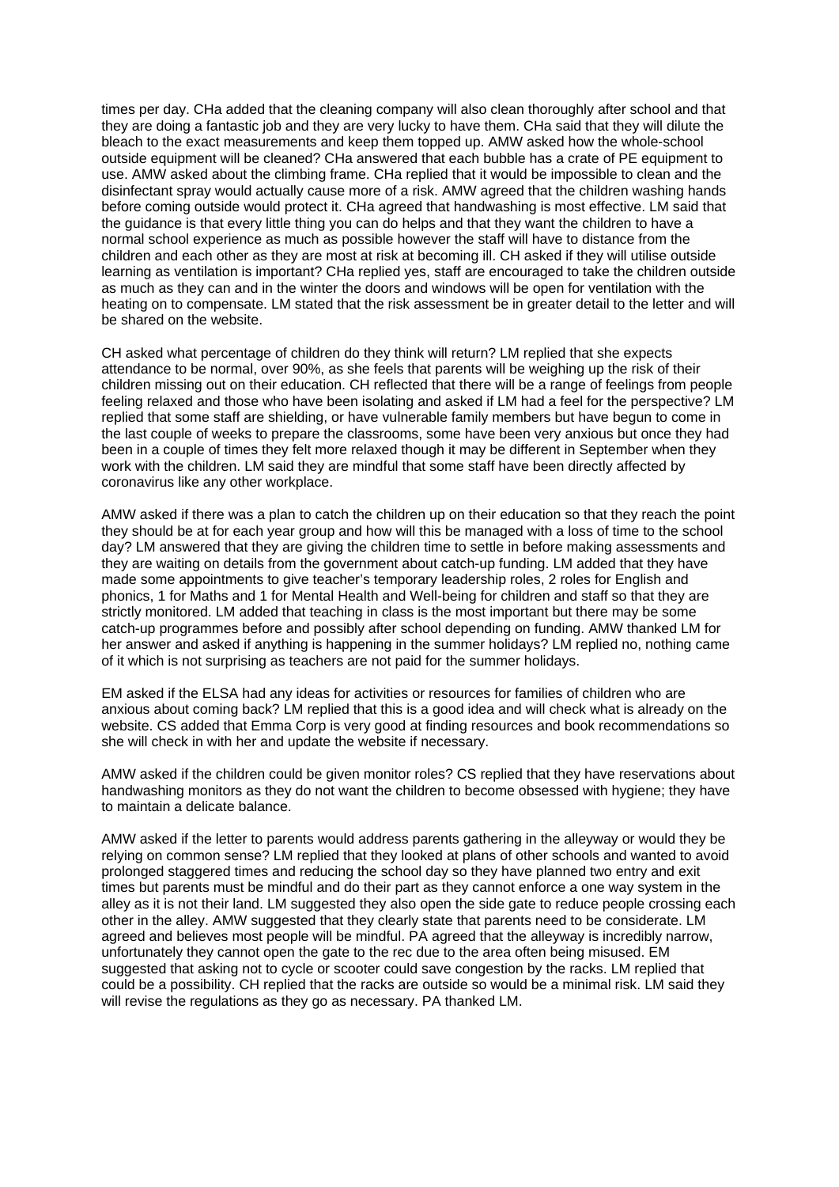times per day. CHa added that the cleaning company will also clean thoroughly after school and that they are doing a fantastic job and they are very lucky to have them. CHa said that they will dilute the bleach to the exact measurements and keep them topped up. AMW asked how the whole-school outside equipment will be cleaned? CHa answered that each bubble has a crate of PE equipment to use. AMW asked about the climbing frame. CHa replied that it would be impossible to clean and the disinfectant spray would actually cause more of a risk. AMW agreed that the children washing hands before coming outside would protect it. CHa agreed that handwashing is most effective. LM said that the guidance is that every little thing you can do helps and that they want the children to have a normal school experience as much as possible however the staff will have to distance from the children and each other as they are most at risk at becoming ill. CH asked if they will utilise outside learning as ventilation is important? CHa replied yes, staff are encouraged to take the children outside as much as they can and in the winter the doors and windows will be open for ventilation with the heating on to compensate. LM stated that the risk assessment be in greater detail to the letter and will be shared on the website.

CH asked what percentage of children do they think will return? LM replied that she expects attendance to be normal, over 90%, as she feels that parents will be weighing up the risk of their children missing out on their education. CH reflected that there will be a range of feelings from people feeling relaxed and those who have been isolating and asked if LM had a feel for the perspective? LM replied that some staff are shielding, or have vulnerable family members but have begun to come in the last couple of weeks to prepare the classrooms, some have been very anxious but once they had been in a couple of times they felt more relaxed though it may be different in September when they work with the children. LM said they are mindful that some staff have been directly affected by coronavirus like any other workplace.

AMW asked if there was a plan to catch the children up on their education so that they reach the point they should be at for each year group and how will this be managed with a loss of time to the school day? LM answered that they are giving the children time to settle in before making assessments and they are waiting on details from the government about catch-up funding. LM added that they have made some appointments to give teacher's temporary leadership roles, 2 roles for English and phonics, 1 for Maths and 1 for Mental Health and Well-being for children and staff so that they are strictly monitored. LM added that teaching in class is the most important but there may be some catch-up programmes before and possibly after school depending on funding. AMW thanked LM for her answer and asked if anything is happening in the summer holidays? LM replied no, nothing came of it which is not surprising as teachers are not paid for the summer holidays.

EM asked if the ELSA had any ideas for activities or resources for families of children who are anxious about coming back? LM replied that this is a good idea and will check what is already on the website. CS added that Emma Corp is very good at finding resources and book recommendations so she will check in with her and update the website if necessary.

AMW asked if the children could be given monitor roles? CS replied that they have reservations about handwashing monitors as they do not want the children to become obsessed with hygiene; they have to maintain a delicate balance.

AMW asked if the letter to parents would address parents gathering in the alleyway or would they be relying on common sense? LM replied that they looked at plans of other schools and wanted to avoid prolonged staggered times and reducing the school day so they have planned two entry and exit times but parents must be mindful and do their part as they cannot enforce a one way system in the alley as it is not their land. LM suggested they also open the side gate to reduce people crossing each other in the alley. AMW suggested that they clearly state that parents need to be considerate. LM agreed and believes most people will be mindful. PA agreed that the alleyway is incredibly narrow, unfortunately they cannot open the gate to the rec due to the area often being misused. EM suggested that asking not to cycle or scooter could save congestion by the racks. LM replied that could be a possibility. CH replied that the racks are outside so would be a minimal risk. LM said they will revise the regulations as they go as necessary. PA thanked LM.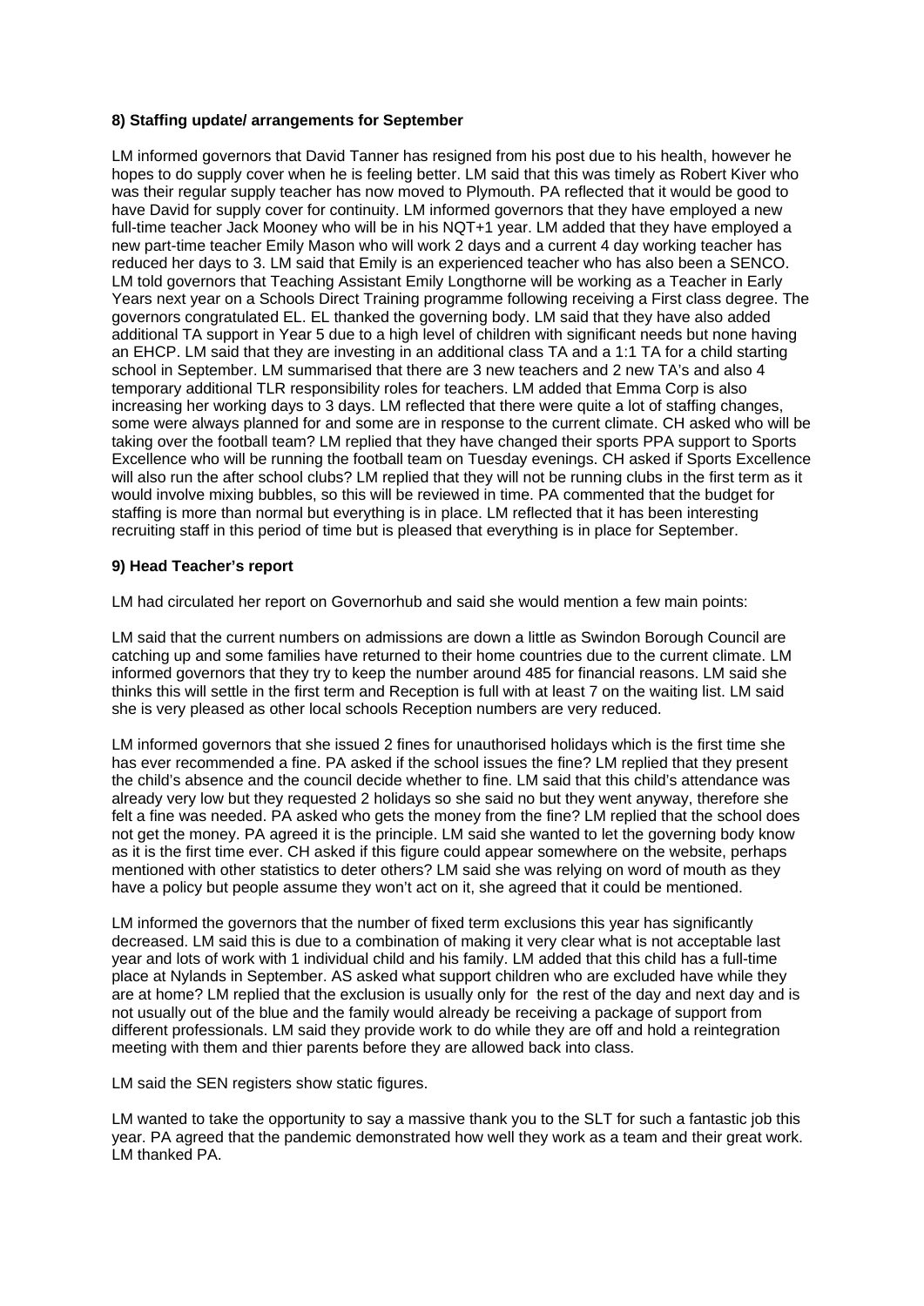**8) Staffing update/ arrangements for September**

LM informed governors that David Tanner has resigned from his post due to his health, however he hopes to do supply cover when he is feeling better. LM said that this was timely as Robert Kiver who was their regular supply teacher has now moved to Plymouth. PA reflected that it would be good to have David for supply cover for continuity. LM informed governors that they have employed a new full-time teacher Jack Mooney who will be in his NQT+1 year. LM added that they have employed a new part-time teacher Emily Mason who will work 2 days and a current 4 day working teacher has reduced her days to 3. LM said that Emily is an experienced teacher who has also been a SENCO. LM told governors that Teaching Assistant Emily Longthorne will be working as a Teacher in Early Years next year on a Schools Direct Training programme following receiving a First class degree. The governors congratulated EL. EL thanked the governing body. LM said that they have also added additional TA support in Year 5 due to a high level of children with significant needs but none having an EHCP. LM said that they are investing in an additional class TA and a 1:1 TA for a child starting school in September. LM summarised that there are 3 new teachers and 2 new TA's and also 4 temporary additional TLR responsibility roles for teachers. LM added that Emma Corp is also increasing her working days to 3 days. LM reflected that there were quite a lot of staffing changes, some were always planned for and some are in response to the current climate. CH asked who will be taking over the football team? LM replied that they have changed their sports PPA support to Sports Excellence who will be running the football team on Tuesday evenings. CH asked if Sports Excellence will also run the after school clubs? LM replied that they will not be running clubs in the first term as it would involve mixing bubbles, so this will be reviewed in time. PA commented that the budget for staffing is more than normal but everything is in place. LM reflected that it has been interesting recruiting staff in this period of time but is pleased that everything is in place for September.

**9) Head Teacher's report**

LM had circulated her report on Governorhub and said she would mention a few main points:

LM said that the current numbers on admissions are down a little as Swindon Borough Council are catching up and some families have returned to their home countries due to the current climate. LM informed governors that they try to keep the number around 485 for financial reasons. LM said she thinks this will settle in the first term and Reception is full with at least 7 on the waiting list. LM said she is very pleased as other local schools Reception numbers are very reduced.

LM informed governors that she issued 2 fines for unauthorised holidays which is the first time she has ever recommended a fine. PA asked if the school issues the fine? LM replied that they present the child's absence and the council decide whether to fine. LM said that this child's attendance was already very low but they requested 2 holidays so she said no but they went anyway, therefore she felt a fine was needed. PA asked who gets the money from the fine? LM replied that the school does not get the money. PA agreed it is the principle. LM said she wanted to let the governing body know as it is the first time ever. CH asked if this figure could appear somewhere on the website, perhaps mentioned with other statistics to deter others? LM said she was relying on word of mouth as they have a policy but people assume they won't act on it, she agreed that it could be mentioned.

LM informed the governors that the number of fixed term exclusions this year has significantly decreased. LM said this is due to a combination of making it very clear what is not acceptable last year and lots of work with 1 individual child and his family. LM added that this child has a full-time place at Nylands in September. AS asked what support children who are excluded have while they are at home? LM replied that the exclusion is usually only for  the rest of the day and next day and is not usually out of the blue and the family would already be receiving a package of support from different professionals. LM said they provide work to do while they are off and hold a reintegration meeting with them and thier parents before they are allowed back into class.

LM said the SEN registers show static figures.

LM wanted to take the opportunity to say a massive thank you to the SLT for such a fantastic job this year. PA agreed that the pandemic demonstrated how well they work as a team and their great work. LM thanked PA.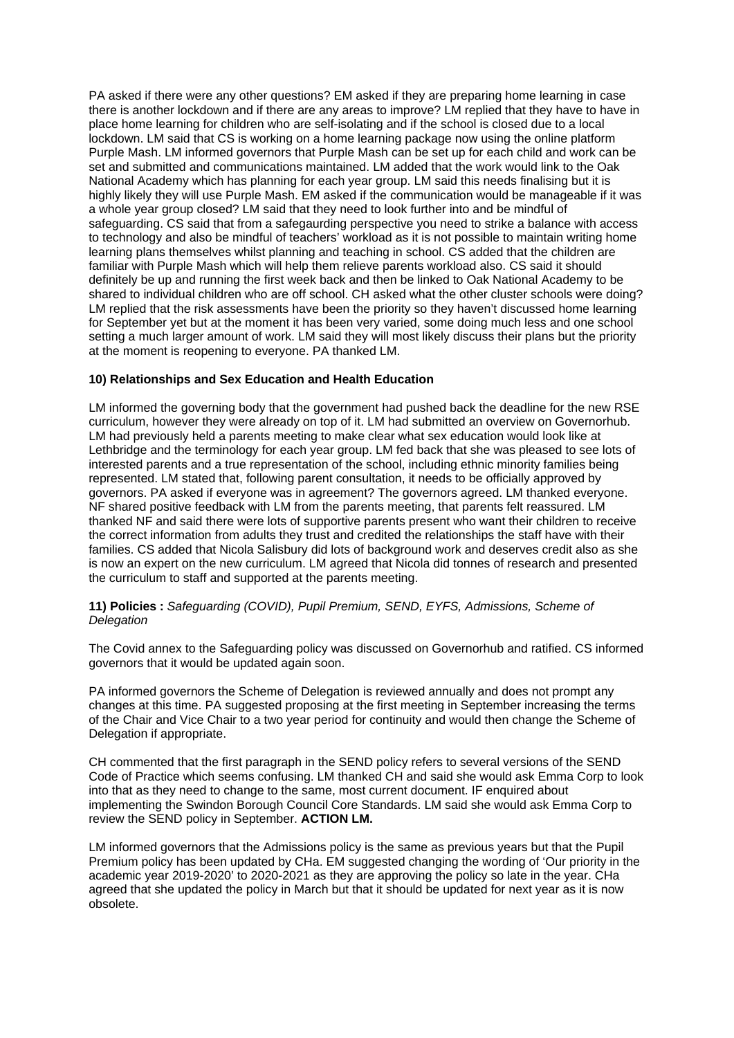PA asked if there were any other questions? EM asked if they are preparing home learning in case there is another lockdown and if there are any areas to improve? LM replied that they have to have in place home learning for children who are self-isolating and if the school is closed due to a local lockdown. LM said that CS is working on a home learning package now using the online platform Purple Mash. LM informed governors that Purple Mash can be set up for each child and work can be set and submitted and communications maintained. LM added that the work would link to the Oak National Academy which has planning for each year group. LM said this needs finalising but it is highly likely they will use Purple Mash. EM asked if the communication would be manageable if it was a whole year group closed? LM said that they need to look further into and be mindful of safeguarding. CS said that from a safegaurding perspective you need to strike a balance with access to technology and also be mindful of teachers' workload as it is not possible to maintain writing home learning plans themselves whilst planning and teaching in school. CS added that the children are familiar with Purple Mash which will help them relieve parents workload also. CS said it should definitely be up and running the first week back and then be linked to Oak National Academy to be shared to individual children who are off school. CH asked what the other cluster schools were doing? LM replied that the risk assessments have been the priority so they haven't discussed home learning for September yet but at the moment it has been very varied, some doing much less and one school setting a much larger amount of work. LM said they will most likely discuss their plans but the priority at the moment is reopening to everyone. PA thanked LM.

**10) Relationships and Sex Education and Health Education**

LM informed the governing body that the government had pushed back the deadline for the new RSE curriculum, however they were already on top of it. LM had submitted an overview on Governorhub. LM had previously held a parents meeting to make clear what sex education would look like at Lethbridge and the terminology for each year group. LM fed back that she was pleased to see lots of interested parents and a true representation of the school, including ethnic minority families being represented. LM stated that, following parent consultation, it needs to be officially approved by governors. PA asked if everyone was in agreement? The governors agreed. LM thanked everyone. NF shared positive feedback with LM from the parents meeting, that parents felt reassured. LM thanked NF and said there were lots of supportive parents present who want their children to receive the correct information from adults they trust and credited the relationships the staff have with their families. CS added that Nicola Salisbury did lots of background work and deserves credit also as she is now an expert on the new curriculum. LM agreed that Nicola did tonnes of research and presented the curriculum to staff and supported at the parents meeting.

**11) Policies :** *Safeguarding (COVID), Pupil Premium, SEND, EYFS, Admissions, Scheme of Delegation*

The Covid annex to the Safeguarding policy was discussed on Governorhub and ratified. CS informed governors that it would be updated again soon.

PA informed governors the Scheme of Delegation is reviewed annually and does not prompt any changes at this time. PA suggested proposing at the first meeting in September increasing the terms of the Chair and Vice Chair to a two year period for continuity and would then change the Scheme of Delegation if appropriate.

CH commented that the first paragraph in the SEND policy refers to several versions of the SEND Code of Practice which seems confusing. LM thanked CH and said she would ask Emma Corp to look into that as they need to change to the same, most current document. IF enquired about implementing the Swindon Borough Council Core Standards. LM said she would ask Emma Corp to review the SEND policy in September. **ACTION LM.**

LM informed governors that the Admissions policy is the same as previous years but that the Pupil Premium policy has been updated by CHa. EM suggested changing the wording of 'Our priority in the academic year 2019-2020' to 2020-2021 as they are approving the policy so late in the year. CHa agreed that she updated the policy in March but that it should be updated for next year as it is now obsolete.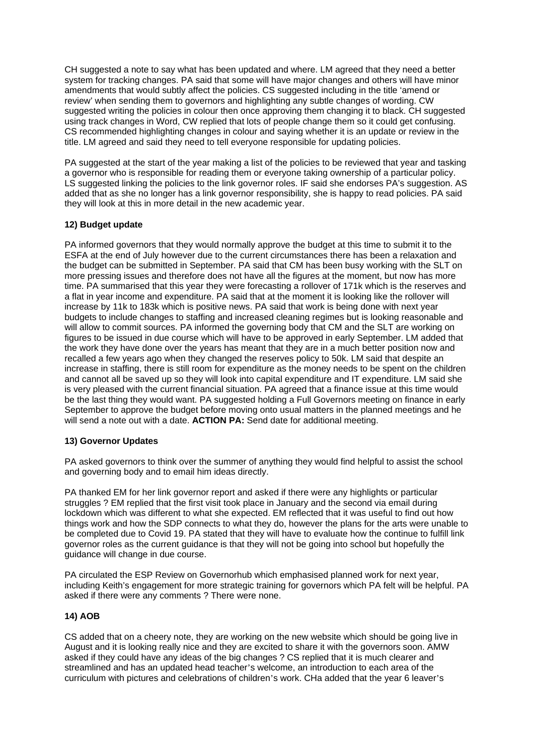CH suggested a note to say what has been updated and where. LM agreed that they need a better system for tracking changes. PA said that some will have major changes and others will have minor amendments that would subtly affect the policies. CS suggested including in the title 'amend or review' when sending them to governors and highlighting any subtle changes of wording. CW suggested writing the policies in colour then once approving them changing it to black. CH suggested using track changes in Word, CW replied that lots of people change them so it could get confusing. CS recommended highlighting changes in colour and saying whether it is an update or review in the title. LM agreed and said they need to tell everyone responsible for updating policies.

PA suggested at the start of the year making a list of the policies to be reviewed that year and tasking a governor who is responsible for reading them or everyone taking ownership of a particular policy. LS suggested linking the policies to the link governor roles. IF said she endorses PA's suggestion. AS added that as she no longer has a link governor responsibility, she is happy to read policies. PA said they will look at this in more detail in the new academic year.

**12) Budget update**

PA informed governors that they would normally approve the budget at this time to submit it to the ESFA at the end of July however due to the current circumstances there has been a relaxation and the budget can be submitted in September. PA said that CM has been busy working with the SLT on more pressing issues and therefore does not have all the figures at the moment, but now has more time. PA summarised that this year they were forecasting a rollover of 171k which is the reserves and a flat in year income and expenditure. PA said that at the moment it is looking like the rollover will increase by 11k to 183k which is positive news. PA said that work is being done with next year budgets to include changes to staffing and increased cleaning regimes but is looking reasonable and will allow to commit sources. PA informed the governing body that CM and the SLT are working on figures to be issued in due course which will have to be approved in early September. LM added that the work they have done over the years has meant that they are in a much better position now and recalled a few years ago when they changed the reserves policy to 50k. LM said that despite an increase in staffing, there is still room for expenditure as the money needs to be spent on the children and cannot all be saved up so they will look into capital expenditure and IT expenditure. LM said she is very pleased with the current financial situation. PA agreed that a finance issue at this time would be the last thing they would want. PA suggested holding a Full Governors meeting on finance in early September to approve the budget before moving onto usual matters in the planned meetings and he will send a note out with a date. **ACTION PA:** Send date for additional meeting.

**13) Governor Updates**

PA asked governors to think over the summer of anything they would find helpful to assist the school and governing body and to email him ideas directly.

PA thanked EM for her link governor report and asked if there were any highlights or particular struggles ? EM replied that the first visit took place in January and the second via email during lockdown which was different to what she expected. EM reflected that it was useful to find out how things work and how the SDP connects to what they do, however the plans for the arts were unable to be completed due to Covid 19. PA stated that they will have to evaluate how the continue to fulfill link governor roles as the current guidance is that they will not be going into school but hopefully the guidance will change in due course.

PA circulated the ESP Review on Governorhub which emphasised planned work for next year, including Keith's engagement for more strategic training for governors which PA felt will be helpful. PA asked if there were any comments ? There were none.

**14) AOB**

CS added that on a cheery note, they are working on the new website which should be going live in August and it is looking really nice and they are excited to share it with the governors soon. AMW asked if they could have any ideas of the big changes ? CS replied that it is much clearer and streamlined and has an updated head teacher's welcome, an introduction to each area of the curriculum with pictures and celebrations of children's work. CHa added that the year 6 leaver's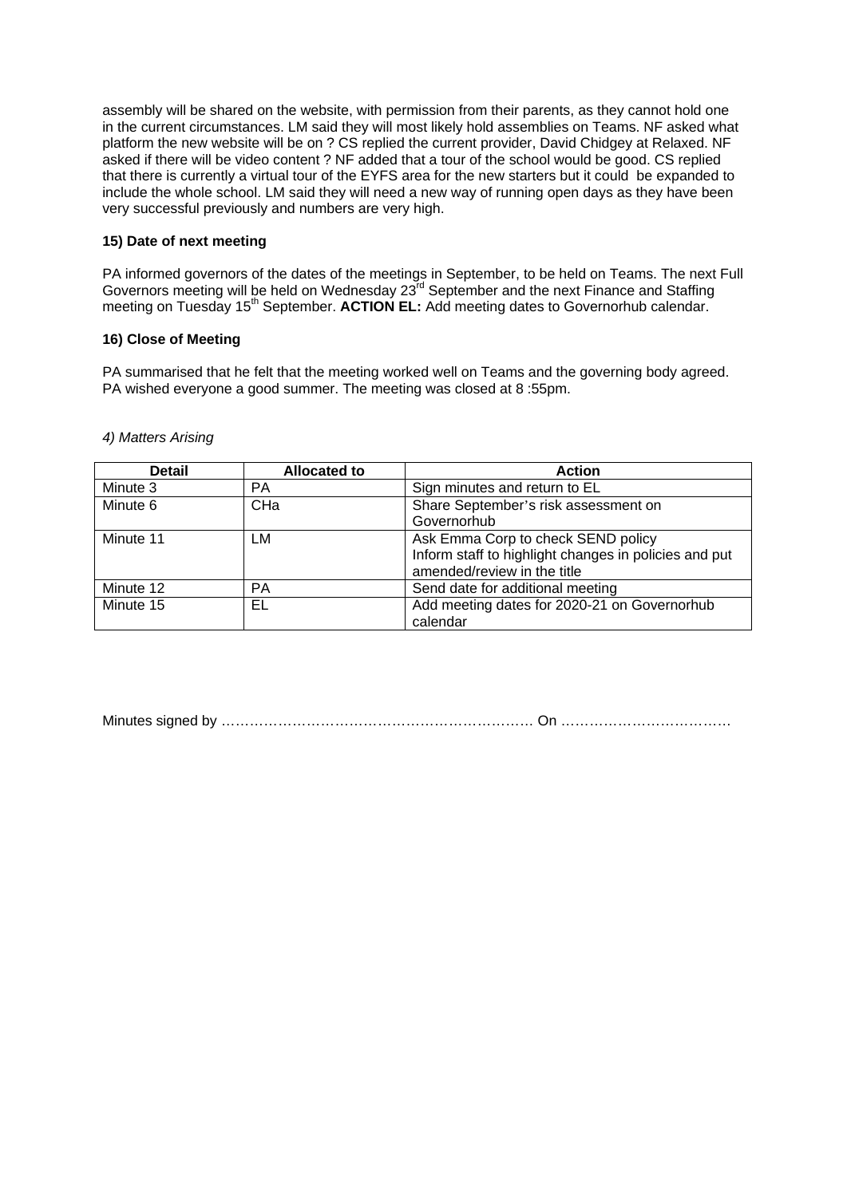assembly will be shared on the website, with permission from their parents, as they cannot hold one in the current circumstances. LM said they will most likely hold assemblies on Teams. NF asked what platform the new website will be on ? CS replied the current provider, David Chidgey at Relaxed. NF asked if there will be video content ? NF added that a tour of the school would be good. CS replied that there is currently a virtual tour of the EYFS area for the new starters but it could be expanded to include the whole school. LM said they will need a new way of running open days as they have been very successful previously and numbers are very high.

**15) Date of next meeting**

PA informed governors of the dates of the meetings in September, to be held on Teams. The next Full Governors meeting will be held on Wednesday 23rd September and the next Finance and Staffing meeting on Tuesday 15th September. **ACTION EL:** Add meeting dates to Governorhub calendar.

**16) Close of Meeting**

PA summarised that he felt that the meeting worked well on Teams and the governing body agreed. PA wished everyone a good summer. The meeting was closed at 8 :55pm.

*4) Matters Arising*

| Detail | Allocated to | Action |
|---|---|---|
| Minute 3 | PA | Sign minutes and return to EL |
| Minute 6 | CHa | Share September's risk assessment on Governorhub |
| Minute 11 | LM | Ask Emma Corp to check SEND policy<br>Inform staff to highlight changes in policies and put amended/review in the title |
| Minute 12 | PA | Send date for additional meeting |
| Minute 15 | EL | Add meeting dates for 2020-21 on Governorhub calendar |

Minutes signed by ………………………………………………………… On ………………………………